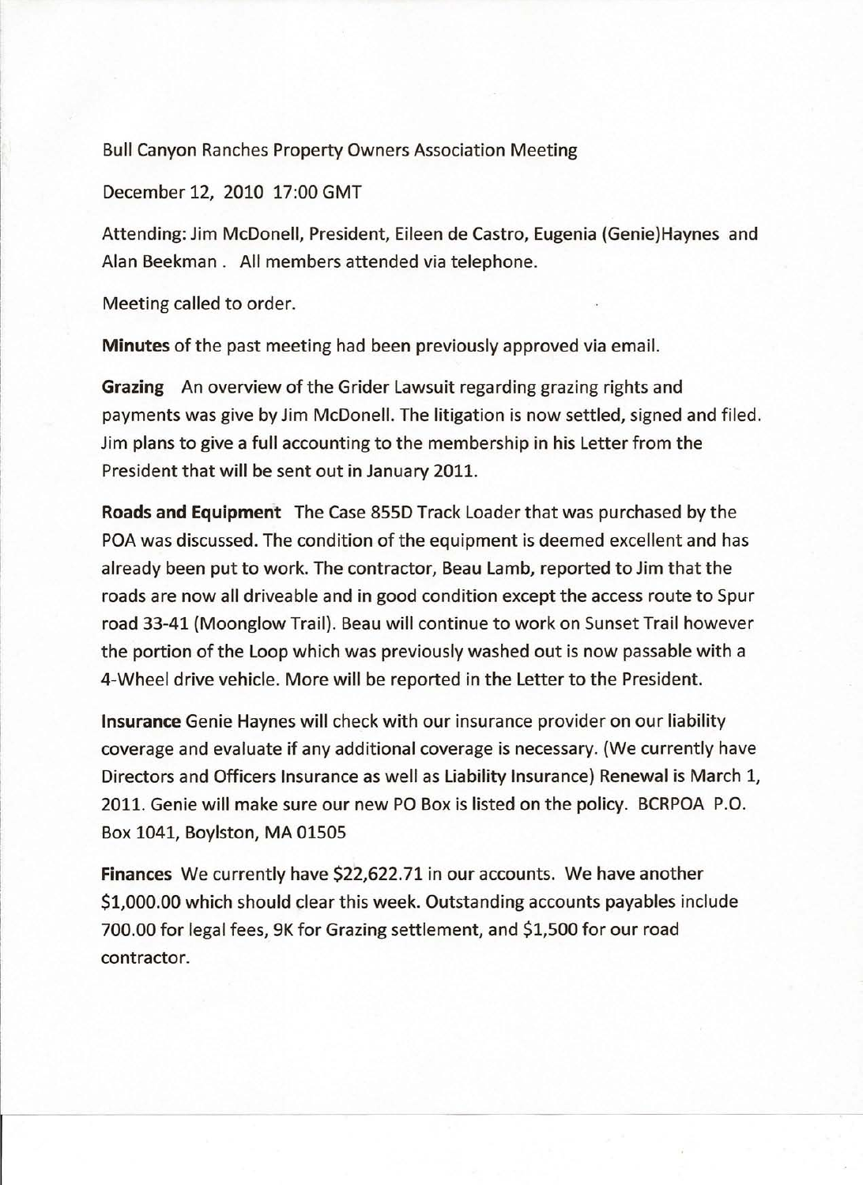Bull Canyon Ranches Property Owners Association Meeting

December 12, 2010 17:00 GMT

Attending: Jim McDonell, President, Eileen de Castro, Eugenia (Genie)Haynes and Alan Beekman . All members attended via telephone.

Meeting called to order.

**Minutes** of the past meeting had been previously approved via email.

**Grazing** An overview of the Grider Lawsuit regarding grazing rights and payments was give by Jim McDonell. The litigation is now settled, signed and filed. Jim plans to give a full accounting to the membership in his Letter from the President that will be sent out in January 2011.

**Roads and Equipment** The Case 855D Track Loader that was purchased by the POA was discussed. The condition of the equipment is deemed excellent and has already been put to work. The contractor, Beau Lamb, reported to Jim that the roads are now all driveable and in good condition except the access route to Spur road 33-41 (Moonglow Trail). Beau will continue to work on Sunset Trail however the portion of the Loop which was previously washed out is now passable with a 4-Wheel drive vehicle. More will be reported in the Letter to the President.

**Insurance** Genie Haynes will check with our insurance provider on our liability coverage and evaluate if any additional coverage is necessary. (We currently have Directors and Officers Insurance as well as Liability Insurance) Renewal is March 1, 2011. Genie will make sure our new PO Box is listed on the policy. BCRPOA P.O. Box 1041, Boylston, MA 01505

**Finances** We currently have $22,622.71 in our accounts. We have another $1,000.00 which should clear this week. Outstanding accounts payables include 700.00 for legal fees, 9K for Grazing settlement, and $1,500 for our road contractor.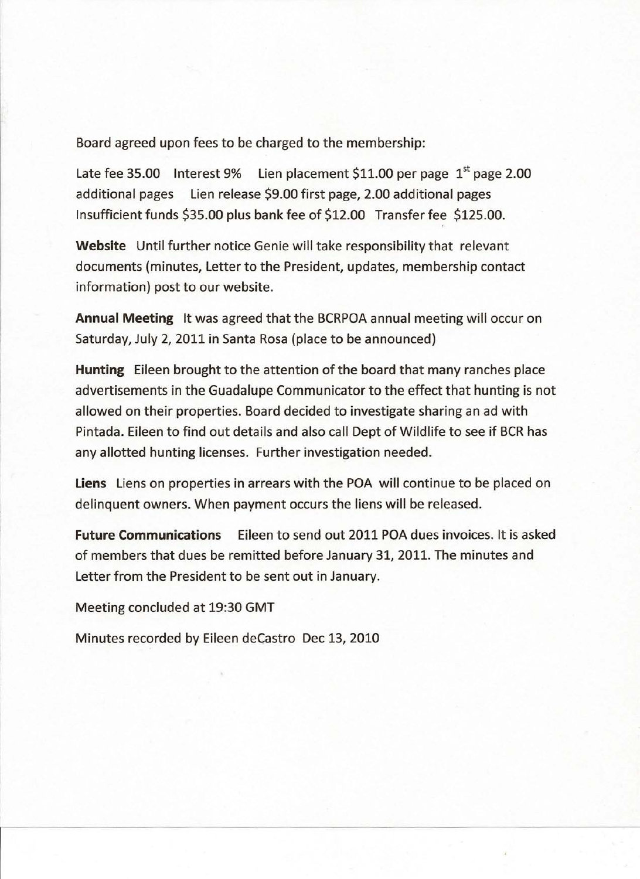Board agreed upon fees to be charged to the membership:

Late fee 35.00 Interest 9% Lien placement $11.00 per page 1st page 2.00 additional pages Lien release $9.00 first page, 2.00 additional pages Insufficient funds $35.00 plus bank fee of $12.00 Transfer fee $125.00.

**Website** Until further notice Genie will take responsibility that relevant documents (minutes, Letter to the President, updates, membership contact information) post to our website.

**Annual Meeting** It was agreed that the BCRPOA annual meeting will occur on Saturday, July 2, 2011 in Santa Rosa (place to be announced)

**Hunting** Eileen brought to the attention of the board that many ranches place advertisements in the Guadalupe Communicator to the effect that hunting is not allowed on their properties. Board decided to investigate sharing an ad with Pintada. Eileen to find out details and also call Dept of Wildlife to see if BCR has any allotted hunting licenses. Further investigation needed.

**Liens** Liens on properties in arrears with the POA will continue to be placed on delinquent owners. When payment occurs the liens will be released.

**Future Communications** Eileen to send out 2011 POA dues invoices. It is asked of members that dues be remitted before January 31, 2011. The minutes and Letter from the President to be sent out in January.

Meeting concluded at 19:30 GMT

Minutes recorded by Eileen deCastro Dec 13, 2010